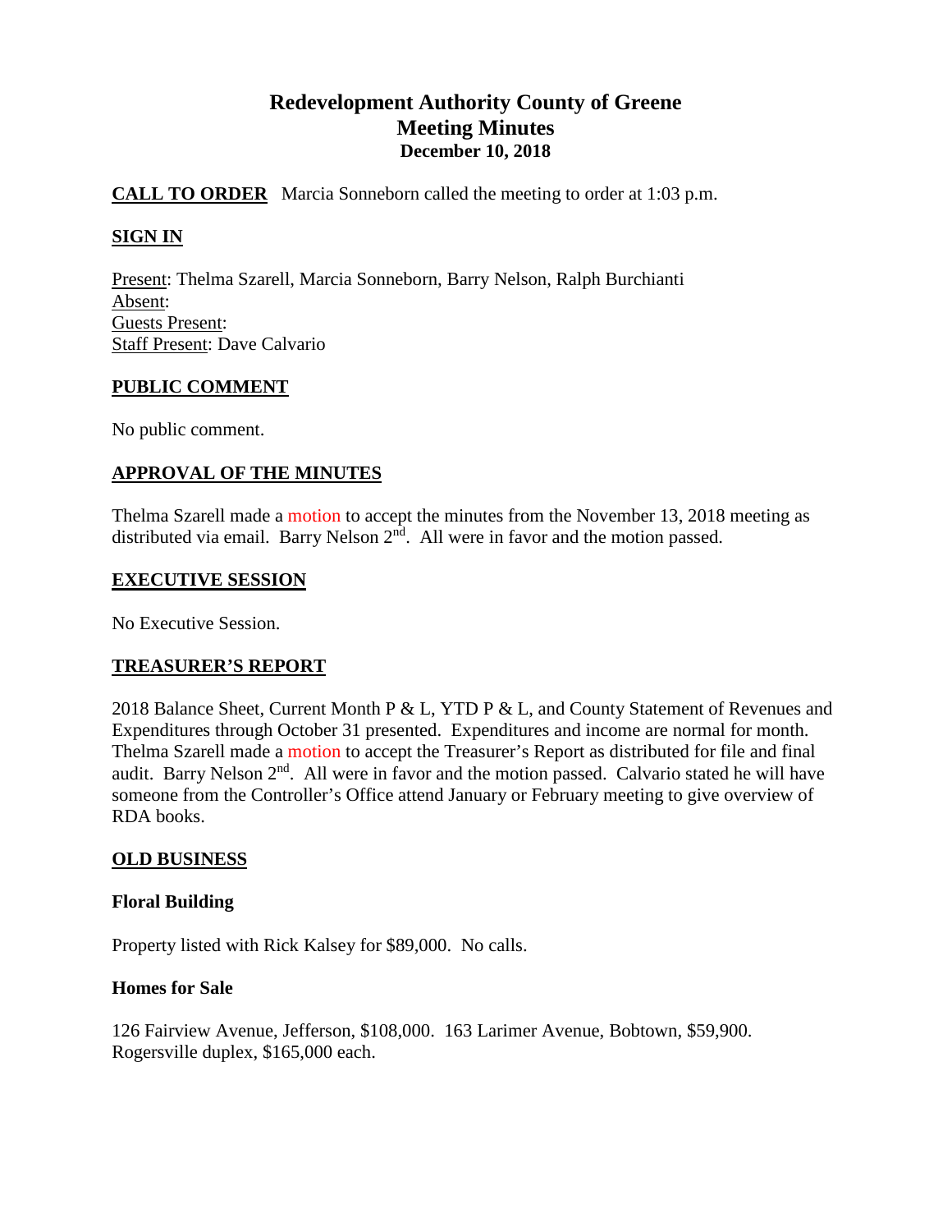# Redevelopment Authority County of Greene
## Meeting Minutes
### December 10, 2018

**CALL TO ORDER** Marcia Sonneborn called the meeting to order at 1:03 p.m.

**SIGN IN**

Present: Thelma Szarell, Marcia Sonneborn, Barry Nelson, Ralph Burchianti
Absent:
Guests Present:
Staff Present: Dave Calvario

**PUBLIC COMMENT**

No public comment.

**APPROVAL OF THE MINUTES**

Thelma Szarell made a motion to accept the minutes from the November 13, 2018 meeting as distributed via email. Barry Nelson 2nd. All were in favor and the motion passed.

**EXECUTIVE SESSION**

No Executive Session.

**TREASURER'S REPORT**

2018 Balance Sheet, Current Month P & L, YTD P & L, and County Statement of Revenues and Expenditures through October 31 presented. Expenditures and income are normal for month. Thelma Szarell made a motion to accept the Treasurer's Report as distributed for file and final audit. Barry Nelson 2nd. All were in favor and the motion passed. Calvario stated he will have someone from the Controller's Office attend January or February meeting to give overview of RDA books.

**OLD BUSINESS**

**Floral Building**

Property listed with Rick Kalsey for $89,000. No calls.

**Homes for Sale**

126 Fairview Avenue, Jefferson, $108,000. 163 Larimer Avenue, Bobtown, $59,900. Rogersville duplex, $165,000 each.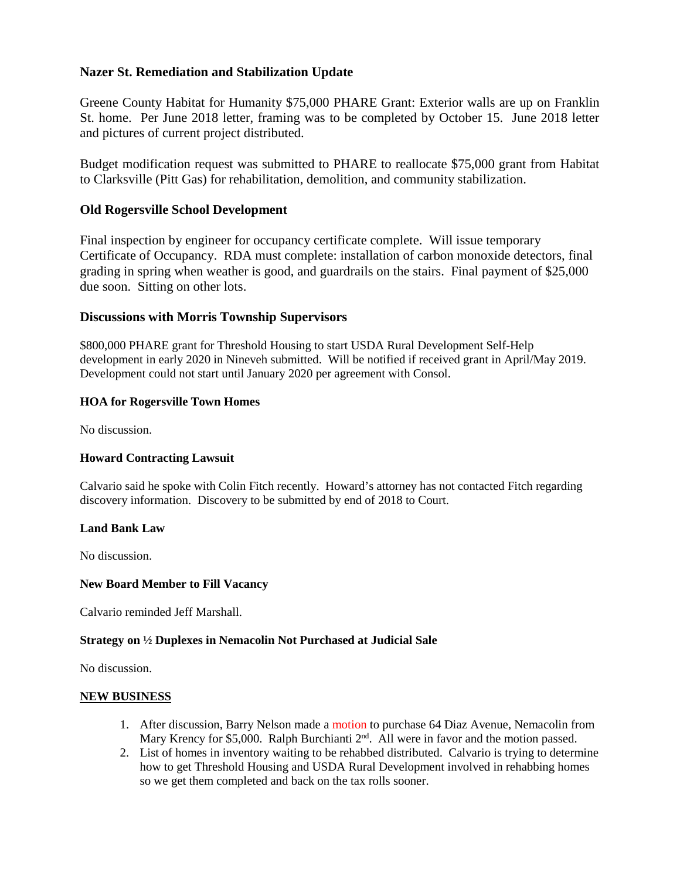### Nazer St. Remediation and Stabilization Update

Greene County Habitat for Humanity $75,000 PHARE Grant: Exterior walls are up on Franklin St. home. Per June 2018 letter, framing was to be completed by October 15. June 2018 letter and pictures of current project distributed.

Budget modification request was submitted to PHARE to reallocate $75,000 grant from Habitat to Clarksville (Pitt Gas) for rehabilitation, demolition, and community stabilization.

### Old Rogersville School Development

Final inspection by engineer for occupancy certificate complete. Will issue temporary Certificate of Occupancy. RDA must complete: installation of carbon monoxide detectors, final grading in spring when weather is good, and guardrails on the stairs. Final payment of $25,000 due soon. Sitting on other lots.

### Discussions with Morris Township Supervisors

$800,000 PHARE grant for Threshold Housing to start USDA Rural Development Self-Help development in early 2020 in Nineveh submitted. Will be notified if received grant in April/May 2019. Development could not start until January 2020 per agreement with Consol.

#### HOA for Rogersville Town Homes

No discussion.

#### Howard Contracting Lawsuit

Calvario said he spoke with Colin Fitch recently. Howard's attorney has not contacted Fitch regarding discovery information. Discovery to be submitted by end of 2018 to Court.

#### Land Bank Law

No discussion.

#### New Board Member to Fill Vacancy

Calvario reminded Jeff Marshall.

#### Strategy on ½ Duplexes in Nemacolin Not Purchased at Judicial Sale

No discussion.

#### NEW BUSINESS

1. After discussion, Barry Nelson made a motion to purchase 64 Diaz Avenue, Nemacolin from Mary Krency for $5,000. Ralph Burchianti 2nd. All were in favor and the motion passed.
2. List of homes in inventory waiting to be rehabbed distributed. Calvario is trying to determine how to get Threshold Housing and USDA Rural Development involved in rehabbing homes so we get them completed and back on the tax rolls sooner.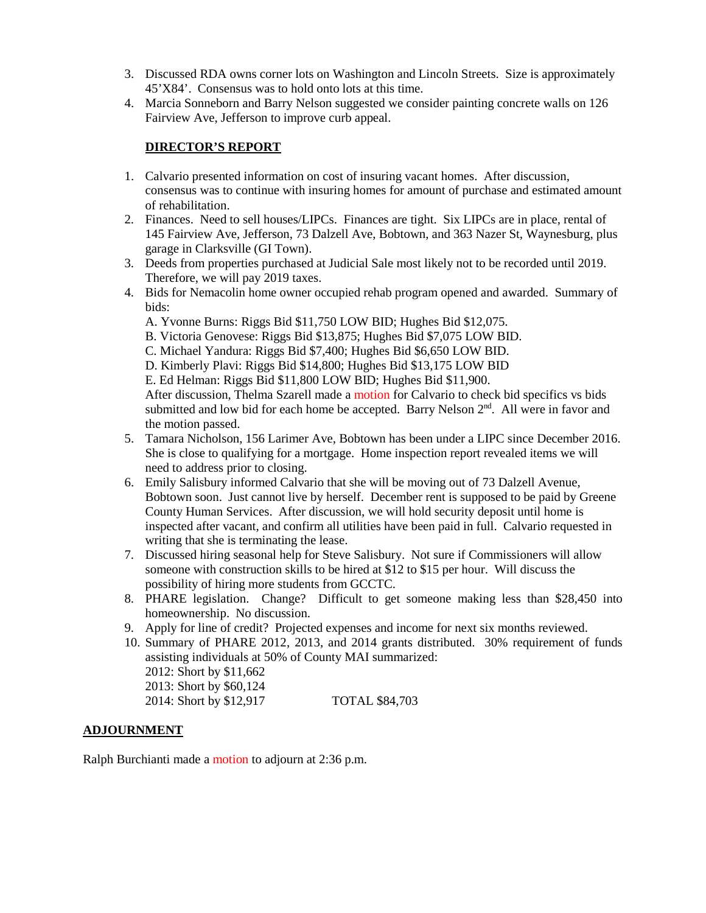3. Discussed RDA owns corner lots on Washington and Lincoln Streets. Size is approximately 45'X84'. Consensus was to hold onto lots at this time.
4. Marcia Sonneborn and Barry Nelson suggested we consider painting concrete walls on 126 Fairview Ave, Jefferson to improve curb appeal.

**DIRECTOR'S REPORT**

1. Calvario presented information on cost of insuring vacant homes. After discussion, consensus was to continue with insuring homes for amount of purchase and estimated amount of rehabilitation.
2. Finances. Need to sell houses/LIPCs. Finances are tight. Six LIPCs are in place, rental of 145 Fairview Ave, Jefferson, 73 Dalzell Ave, Bobtown, and 363 Nazer St, Waynesburg, plus garage in Clarksville (GI Town).
3. Deeds from properties purchased at Judicial Sale most likely not to be recorded until 2019. Therefore, we will pay 2019 taxes.
4. Bids for Nemacolin home owner occupied rehab program opened and awarded. Summary of bids:
   A. Yvonne Burns: Riggs Bid $11,750 LOW BID; Hughes Bid $12,075.
   B. Victoria Genovese: Riggs Bid $13,875; Hughes Bid $7,075 LOW BID.
   C. Michael Yandura: Riggs Bid $7,400; Hughes Bid $6,650 LOW BID.
   D. Kimberly Plavi: Riggs Bid $14,800; Hughes Bid $13,175 LOW BID
   E. Ed Helman: Riggs Bid $11,800 LOW BID; Hughes Bid $11,900.
   After discussion, Thelma Szarell made a motion for Calvario to check bid specifics vs bids submitted and low bid for each home be accepted. Barry Nelson 2nd. All were in favor and the motion passed.
5. Tamara Nicholson, 156 Larimer Ave, Bobtown has been under a LIPC since December 2016. She is close to qualifying for a mortgage. Home inspection report revealed items we will need to address prior to closing.
6. Emily Salisbury informed Calvario that she will be moving out of 73 Dalzell Avenue, Bobtown soon. Just cannot live by herself. December rent is supposed to be paid by Greene County Human Services. After discussion, we will hold security deposit until home is inspected after vacant, and confirm all utilities have been paid in full. Calvario requested in writing that she is terminating the lease.
7. Discussed hiring seasonal help for Steve Salisbury. Not sure if Commissioners will allow someone with construction skills to be hired at $12 to $15 per hour. Will discuss the possibility of hiring more students from GCCTC.
8. PHARE legislation. Change? Difficult to get someone making less than $28,450 into homeownership. No discussion.
9. Apply for line of credit? Projected expenses and income for next six months reviewed.
10. Summary of PHARE 2012, 2013, and 2014 grants distributed. 30% requirement of funds assisting individuals at 50% of County MAI summarized:
    2012: Short by $11,662
    2013: Short by $60,124
    2014: Short by $12,917 TOTAL $84,703

**ADJOURNMENT**

Ralph Burchianti made a motion to adjourn at 2:36 p.m.